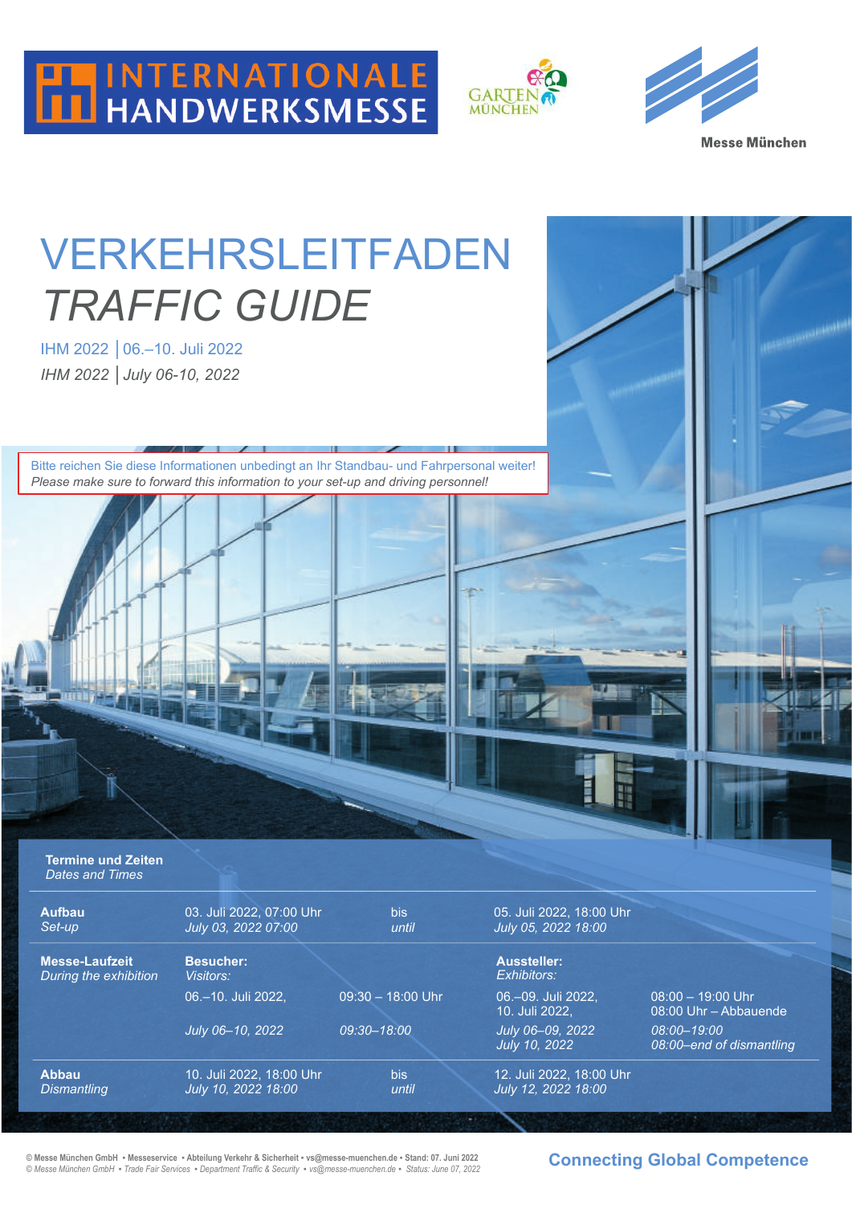INTERNATIONALE HANDWERKSMESSE

GARTEN MÜNCHEN

Messe München

# VERKEHRSLEITFADEN

# *TRAFFIC GUIDE*

IHM 2022 | 06.–10. Juli 2022

*IHM 2022 | July 06-10, 2022*

Bitte reichen Sie diese Informationen unbedingt an Ihr Standbau- und Fahrpersonal weiter!
*Please make sure to forward this information to your set-up and driving personnel!*

**Termine und Zeiten**
*Dates and Times*

| | | | | |
|---|---|---|---|---|
| **Aufbau** *Set-up* | 03. Juli 2022, 07:00 Uhr *July 03, 2022 07:00* | bis *until* | 05. Juli 2022, 18:00 Uhr *July 05, 2022 18:00* | |
| **Messe-Laufzeit** *During the exhibition* | **Besucher:** *Visitors:* | | **Aussteller:** *Exhibitors:* | |
| | 06.–10. Juli 2022, | 09:30 – 18:00 Uhr | 06.–09. Juli 2022, 10. Juli 2022, | 08:00 – 19:00 Uhr 08:00 Uhr – Abbauende |
| | *July 06–10, 2022* | *09:30–18:00* | *July 06–09, 2022 July 10, 2022* | *08:00–19:00 08:00–end of dismantling* |
| **Abbau** *Dismantling* | 10. Juli 2022, 18:00 Uhr *July 10, 2022 18:00* | bis *until* | 12. Juli 2022, 18:00 Uhr *July 12, 2022 18:00* | |

© Messe München GmbH • Messeservice • Abteilung Verkehr & Sicherheit • vs@messe-muenchen.de • Stand: 07. Juni 2022
*© Messe München GmbH • Trade Fair Services • Department Traffic & Security • vs@messe-muenchen.de • Status: June 07, 2022*

**Connecting Global Competence**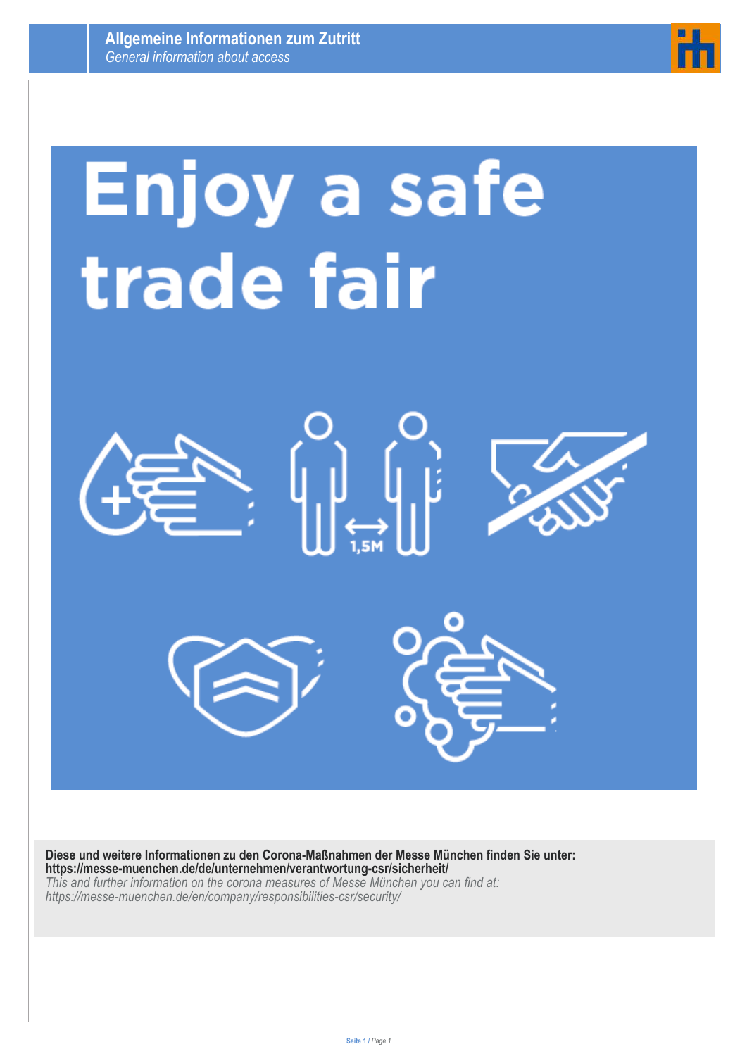# Enjoy a safe trade fair

1,5M

**Diese und weitere Informationen zu den Corona-Maßnahmen der Messe München finden Sie unter:**
**https://messe-muenchen.de/de/unternehmen/verantwortung-csr/sicherheit/**
*This and further information on the corona measures of Messe München you can find at:*
*https://messe-muenchen.de/en/company/responsibilities-csr/security/*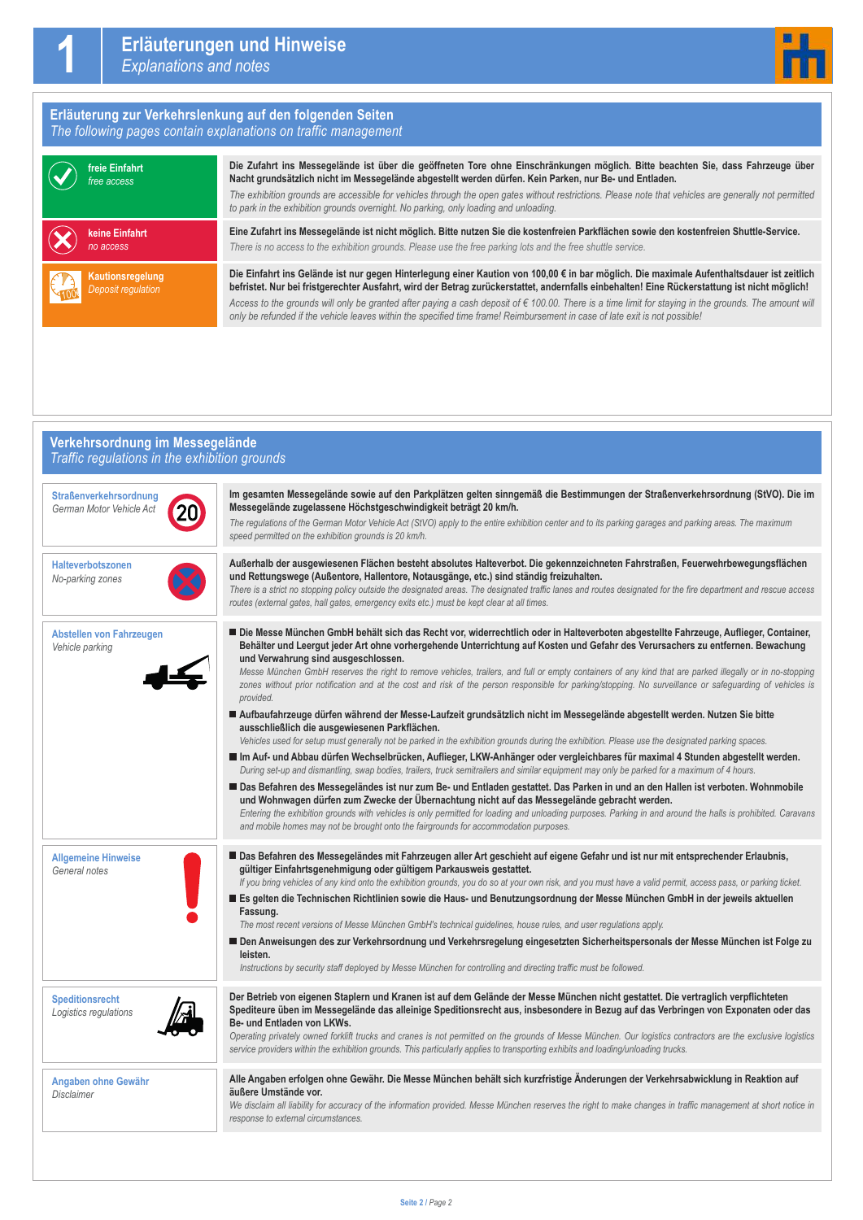# 1 Erläuterungen und Hinweise
*Explanations and notes*

## Erläuterung zur Verkehrslenkung auf den folgenden Seiten
*The following pages contain explanations on traffic management*

**freie Einfahrt**
*free access*

**Die Zufahrt ins Messegelände ist über die geöffneten Tore ohne Einschränkungen möglich. Bitte beachten Sie, dass Fahrzeuge über Nacht grundsätzlich nicht im Messegelände abgestellt werden dürfen. Kein Parken, nur Be- und Entladen.**
*The exhibition grounds are accessible for vehicles through the open gates without restrictions. Please note that vehicles are generally not permitted to park in the exhibition grounds overnight. No parking, only loading and unloading.*

**keine Einfahrt**
*no access*

**Eine Zufahrt ins Messegelände ist nicht möglich. Bitte nutzen Sie die kostenfreien Parkflächen sowie den kostenfreien Shuttle-Service.**
*There is no access to the exhibition grounds. Please use the free parking lots and the free shuttle service.*

**Kautionsregelung**
*Deposit regulation*

**Die Einfahrt ins Gelände ist nur gegen Hinterlegung einer Kaution von 100,00 € in bar möglich. Die maximale Aufenthaltsdauer ist zeitlich befristet. Nur bei fristgerechter Ausfahrt, wird der Betrag zurückerstattet, andernfalls einbehalten! Eine Rückerstattung ist nicht möglich!**
*Access to the grounds will only be granted after paying a cash deposit of € 100.00. There is a time limit for staying in the grounds. The amount will only be refunded if the vehicle leaves within the specified time frame! Reimbursement in case of late exit is not possible!*

## Verkehrsordnung im Messegelände
*Traffic regulations in the exhibition grounds*

### Straßenverkehrsordnung
*German Motor Vehicle Act*

**Im gesamten Messegelände sowie auf den Parkplätzen gelten sinngemäß die Bestimmungen der Straßenverkehrsordnung (StVO). Die im Messegelände zugelassene Höchstgeschwindigkeit beträgt 20 km/h.**
*The regulations of the German Motor Vehicle Act (StVO) apply to the entire exhibition center and to its parking garages and parking areas. The maximum speed permitted on the exhibition grounds is 20 km/h.*

### Halteverbotszonen
*No-parking zones*

**Außerhalb der ausgewiesenen Flächen besteht absolutes Halteverbot. Die gekennzeichneten Fahrstraßen, Feuerwehrbewegungsflächen und Rettungswege (Außentore, Hallentore, Notausgänge, etc.) sind ständig freizuhalten.**
*There is a strict no stopping policy outside the designated areas. The designated traffic lanes and routes designated for the fire department and rescue access routes (external gates, hall gates, emergency exits etc.) must be kept clear at all times.*

### Abstellen von Fahrzeugen
*Vehicle parking*

- **Die Messe München GmbH behält sich das Recht vor, widerrechtlich oder in Halteverboten abgestellte Fahrzeuge, Auflieger, Container, Behälter und Leergut jeder Art ohne vorhergehende Unterrichtung auf Kosten und Gefahr des Verursachers zu entfernen. Bewachung und Verwahrung sind ausgeschlossen.**
  *Messe München GmbH reserves the right to remove vehicles, trailers, and full or empty containers of any kind that are parked illegally or in no-stopping zones without prior notification and at the cost and risk of the person responsible for parking/stopping. No surveillance or safeguarding of vehicles is provided.*
- **Aufbaufahrzeuge dürfen während der Messe-Laufzeit grundsätzlich nicht im Messegelände abgestellt werden. Nutzen Sie bitte ausschließlich die ausgewiesenen Parkflächen.**
  *Vehicles used for setup must generally not be parked in the exhibition grounds during the exhibition. Please use the designated parking spaces.*
- **Im Auf- und Abbau dürfen Wechselbrücken, Auflieger, LKW-Anhänger oder vergleichbares für maximal 4 Stunden abgestellt werden.**
  *During set-up and dismantling, swap bodies, trailers, truck semitrailers and similar equipment may only be parked for a maximum of 4 hours.*
- **Das Befahren des Messegeländes ist nur zum Be- und Entladen gestattet. Das Parken in und an den Hallen ist verboten. Wohnmobile und Wohnwagen dürfen zum Zwecke der Übernachtung nicht auf das Messegelände gebracht werden.**
  *Entering the exhibition grounds with vehicles is only permitted for loading and unloading purposes. Parking in and around the halls is prohibited. Caravans and mobile homes may not be brought onto the fairgrounds for accommodation purposes.*

### Allgemeine Hinweise
*General notes*

- **Das Befahren des Messegeländes mit Fahrzeugen aller Art geschieht auf eigene Gefahr und ist nur mit entsprechender Erlaubnis, gültiger Einfahrtsgenehmigung oder gültigem Parkausweis gestattet.**
  *If you bring vehicles of any kind onto the exhibition grounds, you do so at your own risk, and you must have a valid permit, access pass, or parking ticket.*
- **Es gelten die Technischen Richtlinien sowie die Haus- und Benutzungsordnung der Messe München GmbH in der jeweils aktuellen Fassung.**
  *The most recent versions of Messe München GmbH's technical guidelines, house rules, and user regulations apply.*
- **Den Anweisungen des zur Verkehrsordnung und Verkehrsregelung eingesetzten Sicherheitspersonals der Messe München ist Folge zu leisten.**
  *Instructions by security staff deployed by Messe München for controlling and directing traffic must be followed.*

### Speditionsrecht
*Logistics regulations*

**Der Betrieb von eigenen Staplern und Kranen ist auf dem Gelände der Messe München nicht gestattet. Die vertraglich verpflichteten Spediteure üben im Messegelände das alleinige Speditionsrecht aus, insbesondere in Bezug auf das Verbringen von Exponaten oder das Be- und Entladen von LKWs.**
*Operating privately owned forklift trucks and cranes is not permitted on the grounds of Messe München. Our logistics contractors are the exclusive logistics service providers within the exhibition grounds. This particularly applies to transporting exhibits and loading/unloading trucks.*

### Angaben ohne Gewähr
*Disclaimer*

**Alle Angaben erfolgen ohne Gewähr. Die Messe München behält sich kurzfristige Änderungen der Verkehrsabwicklung in Reaktion auf äußere Umstände vor.**
*We disclaim all liability for accuracy of the information provided. Messe München reserves the right to make changes in traffic management at short notice in response to external circumstances.*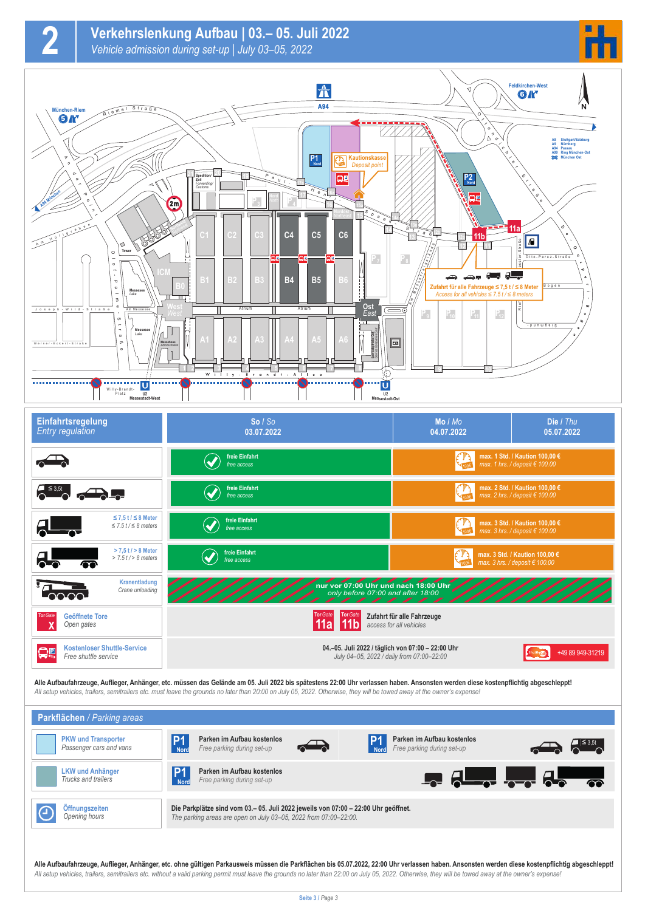# 2 Verkehrslenkung Aufbau | 03.– 05. Juli 2022

*Vehicle admission during set-up | July 03–05, 2022*

| Einfahrtsregelung / *Entry regulation* | So / *So* 03.07.2022 | Mo / *Mo* 04.07.2022 | Die / *Thu* 05.07.2022 |
|---|---|---|---|
| PKW | freie Einfahrt / *free access* | max. 1 Std. / Kaution 100,00 € / *max. 1 hrs. / deposit € 100.00* | |
| ≤ 3,5t | freie Einfahrt / *free access* | max. 2 Std. / Kaution 100,00 € / *max. 2 hrs. / deposit € 100.00* | |
| ≤ 7,5 t / ≤ 8 Meter / *≤ 7.5 t / ≤ 8 meters* | freie Einfahrt / *free access* | max. 3 Std. / Kaution 100,00 € / *max. 3 hrs. / deposit € 100.00* | |
| > 7,5 t / > 8 Meter / *> 7.5 t / > 8 meters* | freie Einfahrt / *free access* | max. 3 Std. / Kaution 100,00 € / *max. 3 hrs. / deposit € 100.00* | |
| Kranentladung / *Crane unloading* | nur vor 07:00 Uhr und nach 18:00 Uhr / *only before 07:00 and after 18:00* | | |
| Geöffnete Tore / *Open gates* | Tor/Gate 11a, Tor/Gate 11b – Zufahrt für alle Fahrzeuge / *access for all vehicles* | | |
| Kostenloser Shuttle-Service / *Free shuttle service* | 04.–05. Juli 2022 / täglich von 07:00 – 22:00 Uhr / *July 04–05, 2022 / daily from 07:00–22:00* | | +49 89 949-31219 |

**Alle Aufbaufahrzeuge, Auflieger, Anhänger, etc. müssen das Gelände am 05. Juli 2022 bis spätestens 22:00 Uhr verlassen haben. Ansonsten werden diese kostenpflichtig abgeschleppt!**
*All setup vehicles, trailers, semitrailers etc. must leave the grounds no later than 20:00 on July 05, 2022. Otherwise, they will be towed away at the owner's expense!*

## Parkflächen / *Parking areas*

| | | |
|---|---|---|
| PKW und Transporter / *Passenger cars and vans* | P1 Nord – Parken im Aufbau kostenlos / *Free parking during set-up* | P1 Nord – Parken im Aufbau kostenlos / *Free parking during set-up* (≤ 3,5t) |
| LKW und Anhänger / *Trucks and trailers* | P1 Nord – Parken im Aufbau kostenlos / *Free parking during set-up* | |
| Öffnungszeiten / *Opening hours* | Die Parkplätze sind vom 03.– 05. Juli 2022 jeweils von 07:00 – 22:00 Uhr geöffnet. / *The parking areas are open on July 03–05, 2022 from 07:00–22:00.* | |

**Alle Aufbaufahrzeuge, Auflieger, Anhänger, etc. ohne gültigen Parkausweis müssen die Parkflächen bis 05.07.2022, 22:00 Uhr verlassen haben. Ansonsten werden diese kostenpflichtig abgeschleppt!**
*All setup vehicles, trailers, semitrailers etc. without a valid parking permit must leave the grounds no later than 22:00 on July 05, 2022. Otherwise, they will be towed away at the owner's expense!*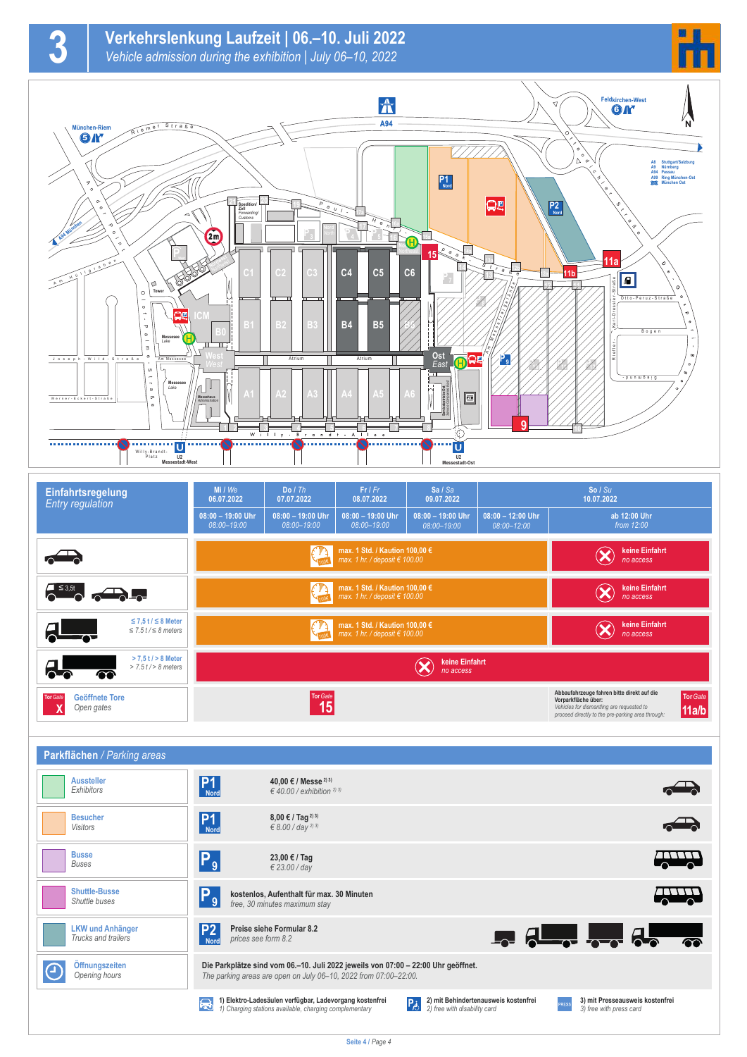# 3 Verkehrslenkung Laufzeit | 06.–10. Juli 2022

*Vehicle admission during the exhibition | July 06–10, 2022*

## Einfahrtsregelung / *Entry regulation*

| Einfahrtsregelung / *Entry regulation* | Mi / *We* 06.07.2022 | Do / *Th* 07.07.2022 | Fr / *Fr* 08.07.2022 | Sa / *Sa* 09.07.2022 | So / *Su* 10.07.2022 | |
|---|---|---|---|---|---|---|
| | 08:00 – 19:00 Uhr / *08:00–19:00* | 08:00 – 19:00 Uhr / *08:00–19:00* | 08:00 – 19:00 Uhr / *08:00–19:00* | 08:00 – 19:00 Uhr / *08:00–19:00* | 08:00 – 12:00 Uhr / *08:00–12:00* | ab 12:00 Uhr / *from 12:00* |
| PKW | max. 1 Std. / Kaution 100,00 € / *max. 1 hr. / deposit € 100.00* | | | | | keine Einfahrt / *no access* |
| ≤ 3,5t | max. 1 Std. / Kaution 100,00 € / *max. 1 hr. / deposit € 100.00* | | | | | keine Einfahrt / *no access* |
| ≤ 7,5 t / ≤ 8 Meter / *≤ 7.5 t / ≤ 8 meters* | max. 1 Std. / Kaution 100,00 € / *max. 1 hr. / deposit € 100.00* | | | | | keine Einfahrt / *no access* |
| > 7,5 t / > 8 Meter / *> 7.5 t / > 8 meters* | keine Einfahrt / *no access* | | | | | |
| Tor / *Gate* X Geöffnete Tore / *Open gates* | Tor / *Gate* 15 | | | | | Abbaufahrzeuge fahren bitte direkt auf die Vorparkfläche über: / *Vehicles for dismantling are requested to proceed directly to the pre-parking area through:* Tor / *Gate* 11a/b |

## Parkflächen / *Parking areas*

| Fläche | Parkplatz | Preis |
|---|---|---|
| Aussteller / *Exhibitors* | P1 Nord | 40,00 € / Messe [2,3] / *€ 40.00 / exhibition [2,3]* |
| Besucher / *Visitors* | P1 Nord | 8,00 € / Tag [2,3] / *€ 8.00 / day [2,3]* |
| Busse / *Buses* | P9 | 23,00 € / Tag / *€ 23.00 / day* |
| Shuttle-Busse / *Shuttle buses* | P9 | kostenlos, Aufenthalt für max. 30 Minuten / *free, 30 minutes maximum stay* |
| LKW und Anhänger / *Trucks and trailers* | P2 Nord | Preise siehe Formular 8.2 / *prices see form 8.2* |
| Öffnungszeiten / *Opening hours* | | Die Parkplätze sind vom 06.–10. Juli 2022 jeweils von 07:00 – 22:00 Uhr geöffnet. / *The parking areas are open on July 06–10, 2022 from 07:00–22:00.* |

1) Elektro-Ladesäulen verfügbar, Ladevorgang kostenfrei / *1) Charging stations available, charging complementary*

2) mit Behindertenausweis kostenfrei / *2) free with disability card*

3) mit Presseausweis kostenfrei / *3) free with press card*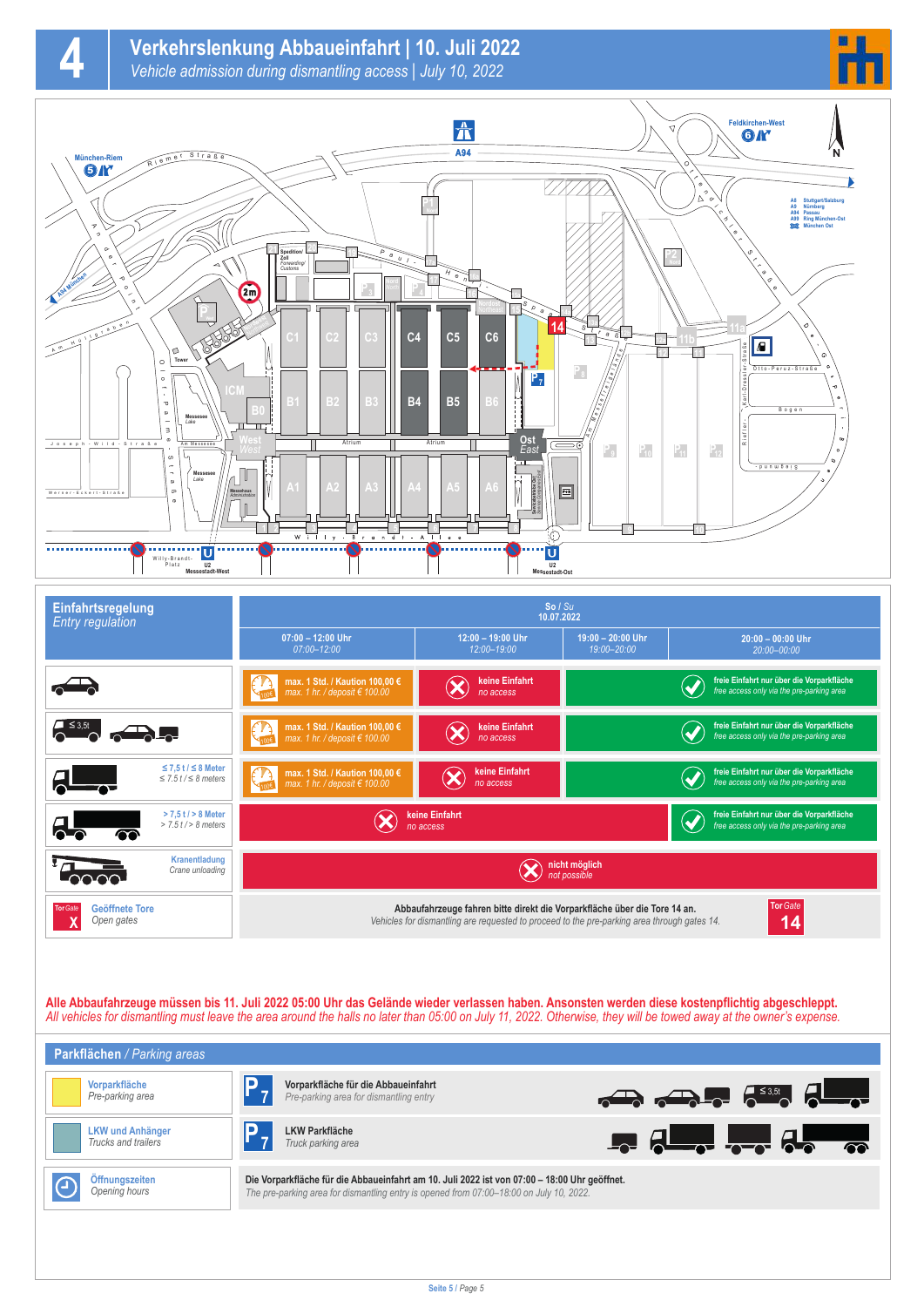# 4 Verkehrslenkung Abbaueinfahrt | 10. Juli 2022

*Vehicle admission during dismantling access | July 10, 2022*

## Einfahrtsregelung / *Entry regulation*

| | So / *Su* 10.07.2022 | | | |
|---|---|---|---|---|
| | 07:00 – 12:00 Uhr / *07:00–12:00* | 12:00 – 19:00 Uhr / *12:00–19:00* | 19:00 – 20:00 Uhr / *19:00–20:00* | 20:00 – 00:00 Uhr / *20:00–00:00* |
| PKW | max. 1 Std. / Kaution 100,00 € / *max. 1 hr. / deposit € 100.00* | keine Einfahrt / *no access* | freie Einfahrt nur über die Vorparkfläche / *free access only via the pre-parking area* | |
| ≤ 3,5t | max. 1 Std. / Kaution 100,00 € / *max. 1 hr. / deposit € 100.00* | keine Einfahrt / *no access* | freie Einfahrt nur über die Vorparkfläche / *free access only via the pre-parking area* | |
| ≤ 7,5 t / ≤ 8 Meter / *≤ 7.5 t / ≤ 8 meters* | max. 1 Std. / Kaution 100,00 € / *max. 1 hr. / deposit € 100.00* | keine Einfahrt / *no access* | freie Einfahrt nur über die Vorparkfläche / *free access only via the pre-parking area* | |
| > 7,5 t / > 8 Meter / *> 7.5 t / > 8 meters* | keine Einfahrt / *no access* | | | freie Einfahrt nur über die Vorparkfläche / *free access only via the pre-parking area* |
| Kranentladung / *Crane unloading* | nicht möglich / *not possible* | | | |
| Geöffnete Tore / *Open gates* | Abbaufahrzeuge fahren bitte direkt die Vorparkfläche über die Tore 14 an. / *Vehicles for dismantling are requested to proceed to the pre-parking area through gates 14.* Tor / *Gate* 14 | | | |

**Alle Abbaufahrzeuge müssen bis 11. Juli 2022 05:00 Uhr das Gelände wieder verlassen haben. Ansonsten werden diese kostenpflichtig abgeschleppt.**
*All vehicles for dismantling must leave the area around the halls no later than 05:00 on July 11, 2022. Otherwise, they will be towed away at the owner's expense.*

## Parkflächen / *Parking areas*

| | | |
|---|---|---|
| Vorparkfläche / *Pre-parking area* | P7 | Vorparkfläche für die Abbaueinfahrt / *Pre-parking area for dismantling entry* |
| LKW und Anhänger / *Trucks and trailers* | P7 | LKW Parkfläche / *Truck parking area* |
| Öffnungszeiten / *Opening hours* | | Die Vorparkfläche für die Abbaueinfahrt am 10. Juli 2022 ist von 07:00 – 18:00 Uhr geöffnet. / *The pre-parking area for dismantling entry is opened from 07:00–18:00 on July 10, 2022.* |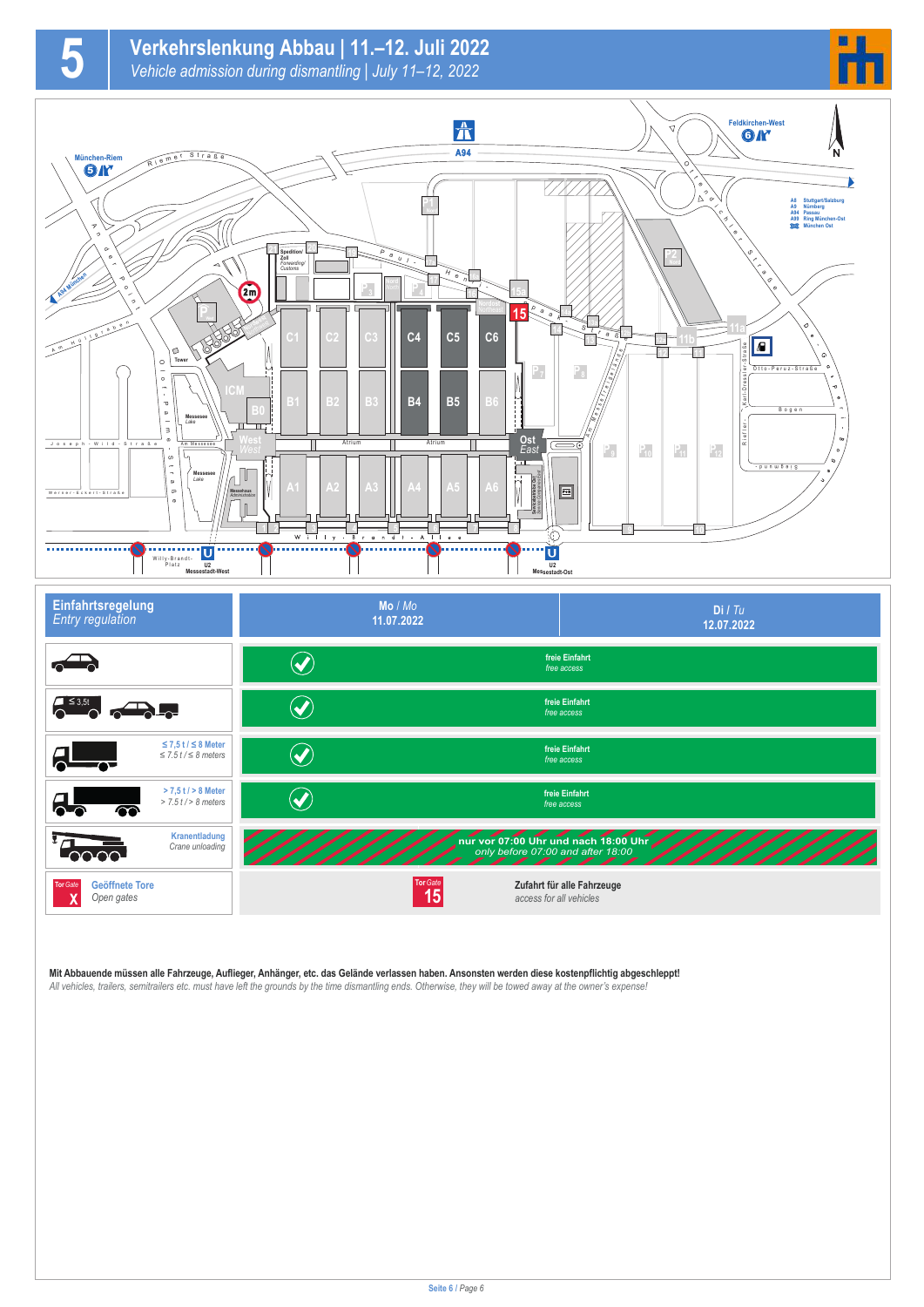# 5 Verkehrslenkung Abbau | 11.–12. Juli 2022

*Vehicle admission during dismantling | July 11–12, 2022*

| **Einfahrtsregelung** *Entry regulation* | **Mo** / *Mo* **11.07.2022** | **Di** / *Tu* **12.07.2022** |
|---|---|---|
| Pkw | **freie Einfahrt** *free access* | |
| ≤ 3,5t | **freie Einfahrt** *free access* | |
| ≤ 7,5 t / ≤ 8 Meter *≤ 7.5 t / ≤ 8 meters* | **freie Einfahrt** *free access* | |
| > 7,5 t / > 8 Meter *> 7.5 t / > 8 meters* | **freie Einfahrt** *free access* | |
| Kranentladung *Crane unloading* | **nur vor 07:00 Uhr und nach 18:00 Uhr** *only before 07:00 and after 18:00* | |
| Tor Gate X Geöffnete Tore *Open gates* | Tor Gate 15 | **Zufahrt für alle Fahrzeuge** *access for all vehicles* |

**Mit Abbauende müssen alle Fahrzeuge, Auflieger, Anhänger, etc. das Gelände verlassen haben. Ansonsten werden diese kostenpflichtig abgeschleppt!**

*All vehicles, trailers, semitrailers etc. must have left the grounds by the time dismantling ends. Otherwise, they will be towed away at the owner's expense!*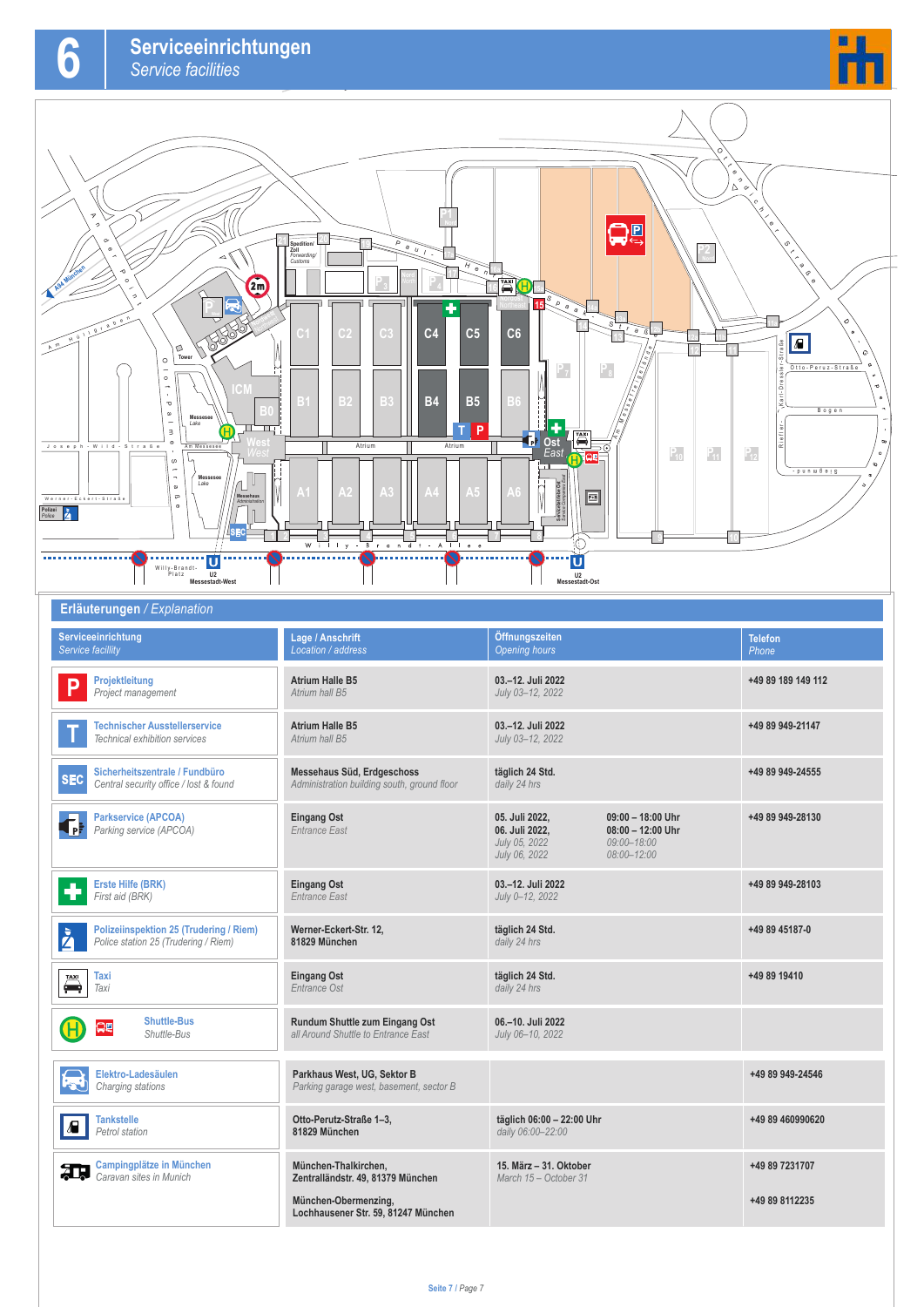# 6 Serviceeinrichtungen
*Service facilities*

## Erläuterungen / *Explanation*

| Serviceeinrichtung / *Service facility* | Lage / Anschrift / *Location / address* | Öffnungszeiten / *Opening hours* | Telefon / *Phone* |
|---|---|---|---|
| Projektleitung / *Project management* | Atrium Halle B5 / *Atrium hall B5* | 03.–12. Juli 2022 / *July 03–12, 2022* | +49 89 189 149 112 |
| Technischer Ausstellerservice / *Technical exhibition services* | Atrium Halle B5 / *Atrium hall B5* | 03.–12. Juli 2022 / *July 03–12, 2022* | +49 89 949-21147 |
| Sicherheitszentrale / Fundbüro / *Central security office / lost & found* | Messehaus Süd, Erdgeschoss / *Administration building south, ground floor* | täglich 24 Std. / *daily 24 hrs* | +49 89 949-24555 |
| Parkservice (APCOA) / *Parking service (APCOA)* | Eingang Ost / *Entrance East* | 05. Juli 2022, 09:00 – 18:00 Uhr; 06. Juli 2022, 08:00 – 12:00 Uhr / *July 05, 2022 09:00–18:00; July 06, 2022 08:00–12:00* | +49 89 949-28130 |
| Erste Hilfe (BRK) / *First aid (BRK)* | Eingang Ost / *Entrance East* | 03.–12. Juli 2022 / *July 0–12, 2022* | +49 89 949-28103 |
| Polizeiinspektion 25 (Trudering / Riem) / *Police station 25 (Trudering / Riem)* | Werner-Eckert-Str. 12, 81829 München | täglich 24 Std. / *daily 24 hrs* | +49 89 45187-0 |
| Taxi / *Taxi* | Eingang Ost / *Entrance Ost* | täglich 24 Std. / *daily 24 hrs* | +49 89 19410 |
| Shuttle-Bus / *Shuttle-Bus* | Rundum Shuttle zum Eingang Ost / *all Around Shuttle to Entrance East* | 06.–10. Juli 2022 / *July 06–10, 2022* | |
| Elektro-Ladesäulen / *Charging stations* | Parkhaus West, UG, Sektor B / *Parking garage west, basement, sector B* | | +49 89 949-24546 |
| Tankstelle / *Petrol station* | Otto-Perutz-Straße 1–3, 81829 München | täglich 06:00 – 22:00 Uhr / *daily 06:00–22:00* | +49 89 460990620 |
| Campingplätze in München / *Caravan sites in Munich* | München-Thalkirchen, Zentralländstr. 49, 81379 München; München-Obermenzing, Lochhausener Str. 59, 81247 München | 15. März – 31. Oktober / *March 15 – October 31* | +49 89 7231707; +49 89 8112235 |